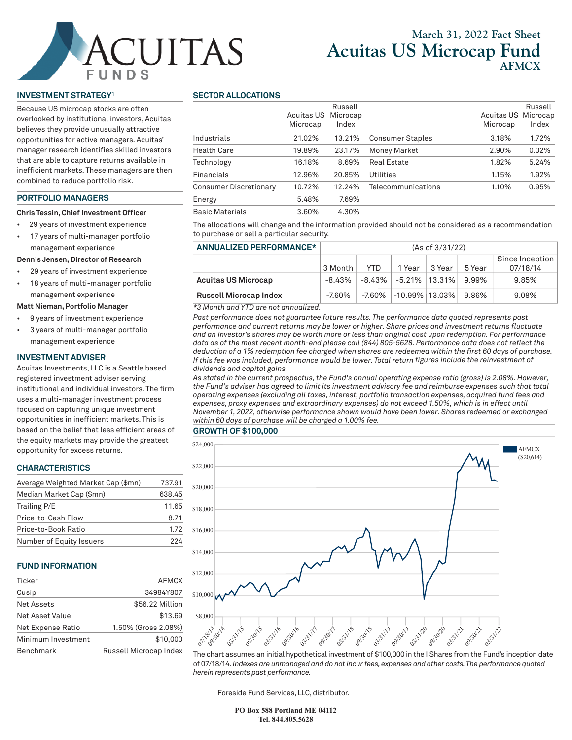# March 31, 2022 Fact Sheet

# Acuitas US Microcap Fund

## AFMCX

## INVESTMENT STRATEGY[1]

Because US microcap stocks are often overlooked by institutional investors, Acuitas believes they provide unusually attractive opportunities for active managers. Acuitas' manager research identifies skilled investors that are able to capture returns available in inefficient markets. These managers are then combined to reduce portfolio risk.

## PORTFOLIO MANAGERS

**Chris Tessin, Chief Investment Officer**

- 29 years of investment experience
- 17 years of multi-manager portfolio management experience

**Dennis Jensen, Director of Research**

- 29 years of investment experience
- 18 years of multi-manager portfolio management experience

**Matt Nieman, Portfolio Manager**

- 9 years of investment experience
- 3 years of multi-manager portfolio management experience

## INVESTMENT ADVISER

Acuitas Investments, LLC is a Seattle based registered investment adviser serving institutional and individual investors. The firm uses a multi-manager investment process focused on capturing unique investment opportunities in inefficient markets. This is based on the belief that less efficient areas of the equity markets may provide the greatest opportunity for excess returns.

## CHARACTERISTICS

| | |
|---|---|
| Average Weighted Market Cap ($mn) | 737.91 |
| Median Market Cap ($mn) | 638.45 |
| Trailing P/E | 11.65 |
| Price-to-Cash Flow | 8.71 |
| Price-to-Book Ratio | 1.72 |
| Number of Equity Issuers | 224 |

## FUND INFORMATION

| | |
|---|---|
| Ticker | AFMCX |
| Cusip | 34984Y807 |
| Net Assets | $56.22 Million |
| Net Asset Value | $13.69 |
| Net Expense Ratio | 1.50% (Gross 2.08%) |
| Minimum Investment | $10,000 |
| Benchmark | Russell Microcap Index |

## SECTOR ALLOCATIONS

| | Acuitas US Microcap | Russell Microcap Index | | Acuitas US Microcap | Russell Microcap Index |
|---|---|---|---|---|---|
| Industrials | 21.02% | 13.21% | Consumer Staples | 3.18% | 1.72% |
| Health Care | 19.89% | 23.17% | Money Market | 2.90% | 0.02% |
| Technology | 16.18% | 8.69% | Real Estate | 1.82% | 5.24% |
| Financials | 12.96% | 20.85% | Utilities | 1.15% | 1.92% |
| Consumer Discretionary | 10.72% | 12.24% | Telecommunications | 1.10% | 0.95% |
| Energy | 5.48% | 7.69% | | | |
| Basic Materials | 3.60% | 4.30% | | | |

The allocations will change and the information provided should not be considered as a recommendation to purchase or sell a particular security.

| ANNUALIZED PERFORMANCE* | (As of 3/31/22) | | | | | |
|---|---|---|---|---|---|---|
| | 3 Month | YTD | 1 Year | 3 Year | 5 Year | Since Inception 07/18/14 |
| **Acuitas US Microcap** | -8.43% | -8.43% | -5.21% | 13.31% | 9.99% | 9.85% |
| **Russell Microcap Index** | -7.60% | -7.60% | -10.99% | 13.03% | 9.86% | 9.08% |

*\*3 Month and YTD are not annualized.*

*Past performance does not guarantee future results. The performance data quoted represents past performance and current returns may be lower or higher. Share prices and investment returns fluctuate and an investor's shares may be worth more or less than original cost upon redemption. For performance data as of the most recent month-end please call (844) 805-5628. Performance data does not reflect the deduction of a 1% redemption fee charged when shares are redeemed within the first 60 days of purchase. If this fee was included, performance would be lower. Total return figures include the reinvestment of dividends and capital gains.*

*As stated in the current prospectus, the Fund's annual operating expense ratio (gross) is 2.08%. However, the Fund's adviser has agreed to limit its investment advisory fee and reimburse expenses such that total operating expenses (excluding all taxes, interest, portfolio transaction expenses, acquired fund fees and expenses, proxy expenses and extraordinary expenses) do not exceed 1.50%, which is in effect until November 1, 2022, otherwise performance shown would have been lower. Shares redeemed or exchanged within 60 days of purchase will be charged a 1.00% fee.*

## GROWTH OF $100,000

AFMCX ($20,614)

The chart assumes an initial hypothetical investment of $100,000 in the I Shares from the Fund's inception date of 07/18/14. *Indexes are unmanaged and do not incur fees, expenses and other costs. The performance quoted herein represents past performance.*

Foreside Fund Services, LLC, distributor.

**PO Box 588 Portland ME 04112**
**Tel. 844.805.5628**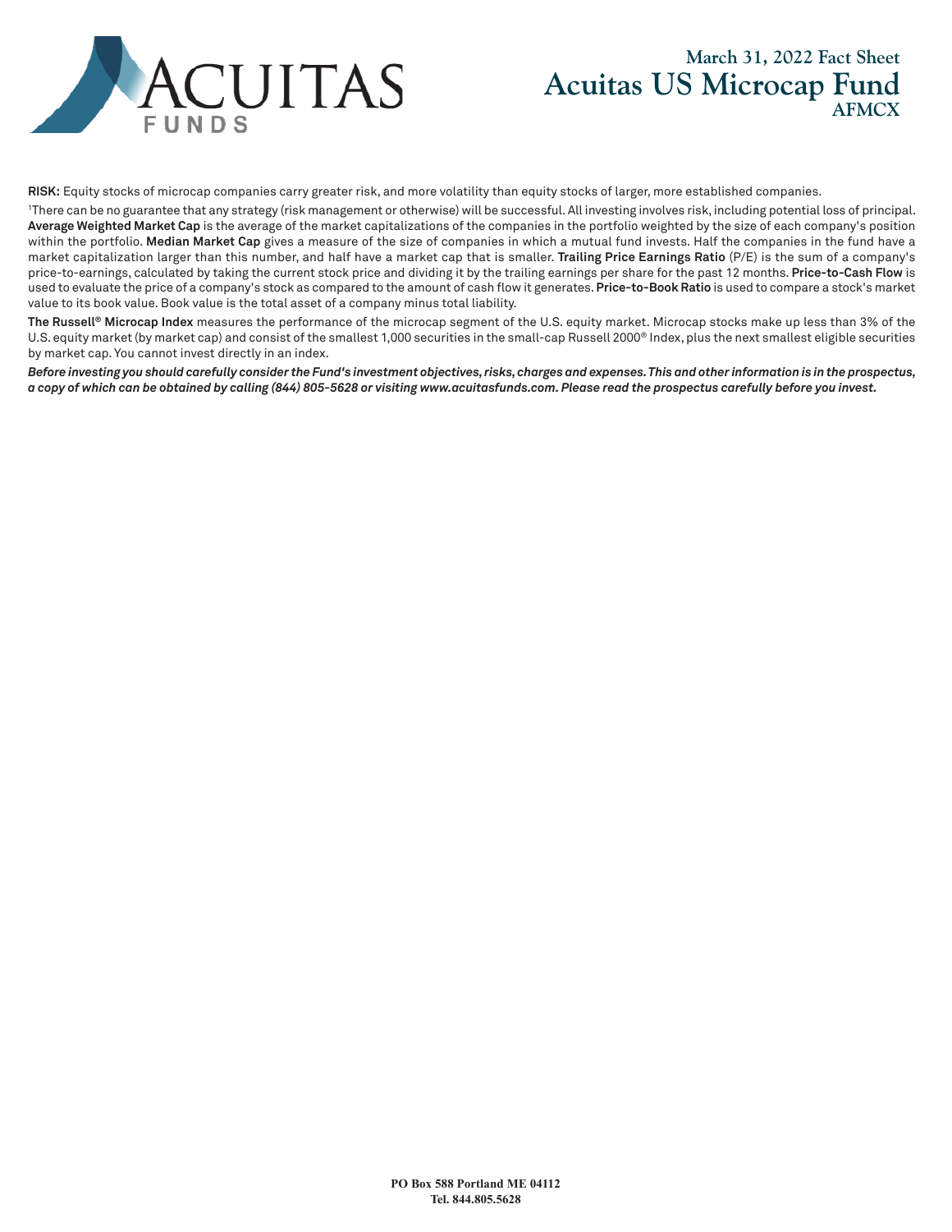**RISK:** Equity stocks of microcap companies carry greater risk, and more volatility than equity stocks of larger, more established companies.

[1]There can be no guarantee that any strategy (risk management or otherwise) will be successful. All investing involves risk, including potential loss of principal. **Average Weighted Market Cap** is the average of the market capitalizations of the companies in the portfolio weighted by the size of each company's position within the portfolio. **Median Market Cap** gives a measure of the size of companies in which a mutual fund invests. Half the companies in the fund have a market capitalization larger than this number, and half have a market cap that is smaller. **Trailing Price Earnings Ratio** (P/E) is the sum of a company's price-to-earnings, calculated by taking the current stock price and dividing it by the trailing earnings per share for the past 12 months. **Price-to-Cash Flow** is used to evaluate the price of a company's stock as compared to the amount of cash flow it generates. **Price-to-Book Ratio** is used to compare a stock's market value to its book value. Book value is the total asset of a company minus total liability.

**The Russell® Microcap Index** measures the performance of the microcap segment of the U.S. equity market. Microcap stocks make up less than 3% of the U.S. equity market (by market cap) and consist of the smallest 1,000 securities in the small-cap Russell 2000® Index, plus the next smallest eligible securities by market cap. You cannot invest directly in an index.

***Before investing you should carefully consider the Fund's investment objectives, risks, charges and expenses. This and other information is in the prospectus, a copy of which can be obtained by calling (844) 805-5628 or visiting www.acuitasfunds.com. Please read the prospectus carefully before you invest.***

**PO Box 588 Portland ME 04112**
**Tel. 844.805.5628**